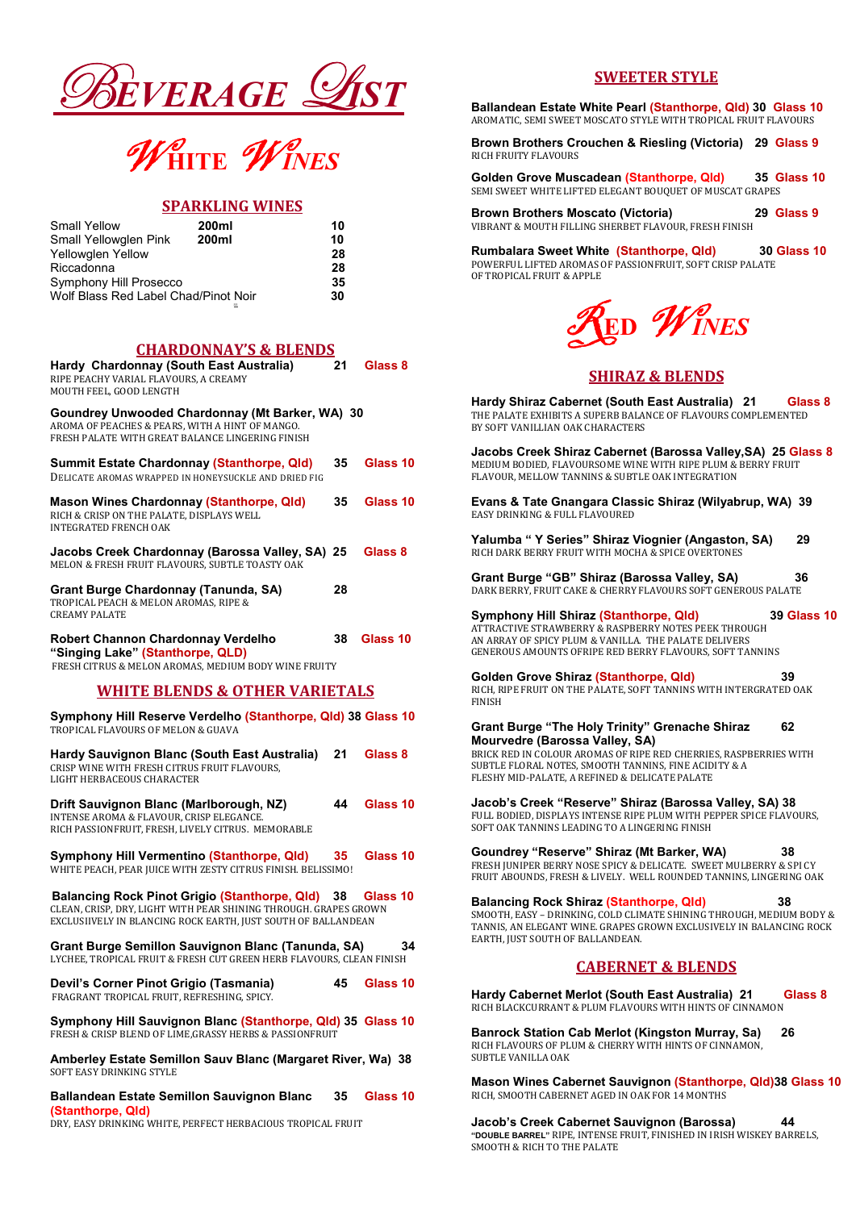# BEVERAGE LIST

# WHITE WINES

## SPARKLING WINES

| | | |
|---|---|---|
| Small Yellow | 200ml | 10 |
| Small Yellowglen Pink | 200ml | 10 |
| Yellowglen Yellow | | 28 |
| Riccadonna | | 28 |
| Symphony Hill Prosecco | | 35 |
| Wolf Blass Red Label Chad/Pinot Noir | | 30 |

## CHARDONNAY'S & BLENDS

**Hardy Chardonnay (South East Australia)** 21 Glass 8
RIPE PEACHY VARIAL FLAVOURS, A CREAMY MOUTH FEEL, GOOD LENGTH

**Goundrey Unwooded Chardonnay (Mt Barker, WA)** 30
AROMA OF PEACHES & PEARS, WITH A HINT OF MANGO. FRESH PALATE WITH GREAT BALANCE LINGERING FINISH

**Summit Estate Chardonnay (Stanthorpe, Qld)** 35 Glass 10
DELICATE AROMAS WRAPPED IN HONEYSUCKLE AND DRIED FIG

**Mason Wines Chardonnay (Stanthorpe, Qld)** 35 Glass 10
RICH & CRISP ON THE PALATE, DISPLAYS WELL INTEGRATED FRENCH OAK

**Jacobs Creek Chardonnay (Barossa Valley, SA)** 25 Glass 8
MELON & FRESH FRUIT FLAVOURS, SUBTLE TOASTY OAK

**Grant Burge Chardonnay (Tanunda, SA)** 28
TROPICAL PEACH & MELON AROMAS, RIPE & CREAMY PALATE

**Robert Channon Chardonnay Verdelho "Singing Lake" (Stanthorpe, QLD)** 38 Glass 10
FRESH CITRUS & MELON AROMAS, MEDIUM BODY WINE FRUITY

## WHITE BLENDS & OTHER VARIETALS

**Symphony Hill Reserve Verdelho (Stanthorpe, Qld)** 38 Glass 10
TROPICAL FLAVOURS OF MELON & GUAVA

**Hardy Sauvignon Blanc (South East Australia)** 21 Glass 8
CRISP WINE WITH FRESH CITRUS FRUIT FLAVOURS, LIGHT HERBACEOUS CHARACTER

**Drift Sauvignon Blanc (Marlborough, NZ)** 44 Glass 10
INTENSE AROMA & FLAVOUR, CRISP ELEGANCE. RICH PASSIONFRUIT, FRESH, LIVELY CITRUS. MEMORABLE

**Symphony Hill Vermentino (Stanthorpe, Qld)** 35 Glass 10
WHITE PEACH, PEAR JUICE WITH ZESTY CITRUS FINISH. BELISSIMO!

**Balancing Rock Pinot Grigio (Stanthorpe, Qld)** 38 Glass 10
CLEAN, CRISP, DRY, LIGHT WITH PEAR SHINING THROUGH. GRAPES GROWN EXCLUSIIVELY IN BLANCING ROCK EARTH, JUST SOUTH OF BALLANDEAN

**Grant Burge Semillon Sauvignon Blanc (Tanunda, SA)** 34
LYCHEE, TROPICAL FRUIT & FRESH CUT GREEN HERB FLAVOURS, CLEAN FINISH

**Devil's Corner Pinot Grigio (Tasmania)** 45 Glass 10
FRAGNANT TROPICAL FRUIT, REFRESHING, SPICY.

**Symphony Hill Sauvignon Blanc (Stanthorpe, Qld)** 35 Glass 10
FRESH & CRISP BLEND OF LIME,GRASSY HERBS & PASSIONFRUIT

**Amberley Estate Semillon Sauv Blanc (Margaret River, Wa)** 38
SOFT EASY DRINKING STYLE

**Ballandean Estate Semillon Sauvignon Blanc (Stanthorpe, Qld)** 35 Glass 10
DRY, EASY DRINKING WHITE, PERFECT HERBACIOUS TROPICAL FRUIT

## SWEETER STYLE

**Ballandean Estate White Pearl (Stanthorpe, Qld)** 30 Glass 10
AROMATIC, SEMI SWEET MOSCATO STYLE WITH TROPICAL FRUIT FLAVOURS

**Brown Brothers Crouchen & Riesling (Victoria)** 29 Glass 9
RICH FRUITY FLAVOURS

**Golden Grove Muscadean (Stanthorpe, Qld)** 35 Glass 10
SEMI SWEET WHITE LIFTED ELEGANT BOUQUET OF MUSCAT GRAPES

**Brown Brothers Moscato (Victoria)** 29 Glass 9
VIBRANT & MOUTH FILLING SHERBET FLAVOUR, FRESH FINISH

**Rumbalara Sweet White (Stanthorpe, Qld)** 30 Glass 10
POWERFUL LIFTED AROMAS OF PASSIONFRUIT, SOFT CRISP PALATE OF TROPICAL FRUIT & APPLE

# RED WINES

## SHIRAZ & BLENDS

**Hardy Shiraz Cabernet (South East Australia)** 21 Glass 8
THE PALATE EXHIBITS A SUPERB BALANCE OF FLAVOURS COMPLEMENTED BY SOFT VANILLIAN OAK CHARACTERS

**Jacobs Creek Shiraz Cabernet (Barossa Valley,SA)** 25 Glass 8
MEDIUM BODIED, FLAVOURSOME WINE WITH RIPE PLUM & BERRY FRUIT FLAVOUR, MELLOW TANNINS & SUBTLE OAK INTEGRATION

**Evans & Tate Gnangara Classic Shiraz (Wilyabrup, WA)** 39
EASY DRINKING & FULL FLAVOURED

**Yalumba " Y Series" Shiraz Viognier (Angaston, SA)** 29
RICH DARK BERRY FRUIT WITH MOCHA & SPICE OVERTONES

**Grant Burge "GB" Shiraz (Barossa Valley, SA)** 36
DARK BERRY, FRUIT CAKE & CHERRY FLAVOURS SOFT GENEROUS PALATE

**Symphony Hill Shiraz (Stanthorpe, Qld)** 39 Glass 10
ATTRACTIVE STRAWBERRY & RASPBERRY NOTES PEEK THROUGH AN ARRAY OF SPICY PLUM & VANILLA. THE PALATE DELIVERS GENEROUS AMOUNTS OFRIPE RED BERRY FLAVOURS, SOFT TANNINS

**Golden Grove Shiraz (Stanthorpe, Qld)** 39
RICH, RIPE FRUIT ON THE PALATE, SOFT TANNINS WITH INTERGRATED OAK FINISH

**Grant Burge "The Holy Trinity" Grenache Shiraz Mourvedre (Barossa Valley, SA)** 62
BRICK RED IN COLOUR AROMAS OF RIPE RED CHERRIES, RASPBERRIES WITH SUBTLE FLORAL NOTES, SMOOTH TANNINS, FINE ACIDITY & A FLESHY MID-PALATE, A REFINED & DELICATE PALATE

**Jacob's Creek "Reserve" Shiraz (Barossa Valley, SA)** 38
FULL BODIED, DISPLAYS INTENSE RIPE PLUM WITH PEPPER SPICE FLAVOURS, SOFT OAK TANNINS LEADING TO A LINGERING FINISH

**Goundrey "Reserve" Shiraz (Mt Barker, WA)** 38
FRESH JUNIPER BERRY NOSE SPICY & DELICATE. SWEET MULBERRY & SPICY FRUIT ABOUNDS, FRESH & LIVELY. WELL ROUNDED TANNINS, LINGERING OAK

**Balancing Rock Shiraz (Stanthorpe, Qld)** 38
SMOOTH, EASY – DRINKING, COLD CLIMATE SHINING THROUGH, MEDIUM BODY & TANNIS, AN ELEGANT WINE. GRAPES GROWN EXCLUSIVELY IN BALANCING ROCK EARTH, JUST SOUTH OF BALLANDEAN.

## CABERNET & BLENDS

**Hardy Cabernet Merlot (South East Australia)** 21 Glass 8
RICH BLACKCURRANT & PLUM FLAVOURS WITH HINTS OF CINNAMON

**Banrock Station Cab Merlot (Kingston Murray, Sa)** 26
RICH FLAVOURS OF PLUM & CHERRY WITH HINTS OF CINNAMON, SUBTLE VANILLA OAK

**Mason Wines Cabernet Sauvignon (Stanthorpe, Qld)** 38 Glass 10
RICH, SMOOTH CABERNET AGED IN OAK FOR 14 MONTHS

**Jacob's Creek Cabernet Sauvignon (Barossa)** 44
**"DOUBLE BARREL"** RIPE, INTENSE FRUIT, FINISHED IN IRISH WISKEY BARRELS, SMOOTH & RICH TO THE PALATE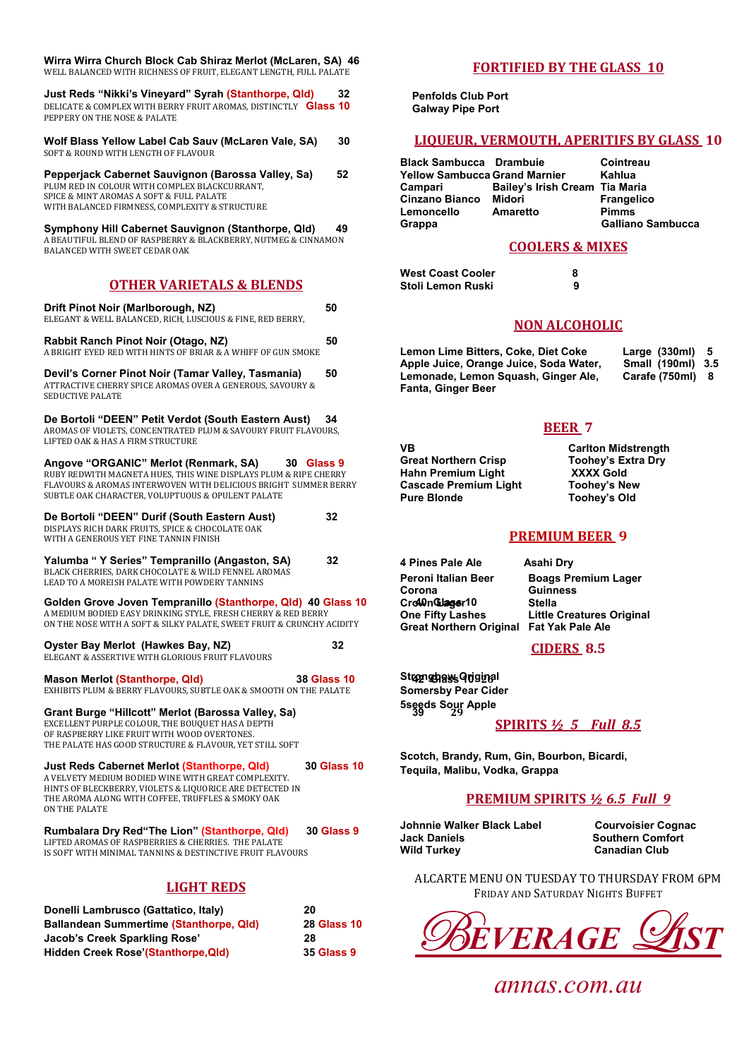**Wirra Wirra Church Block Cab Shiraz Merlot (McLaren, SA)** 46
WELL BALANCED WITH RICHNESS OF FRUIT, ELEGANT LENGTH, FULL PALATE

**Just Reds "Nikki's Vineyard" Syrah (Stanthorpe, Qld)** 32 Glass 10
DELICATE & COMPLEX WITH BERRY FRUIT AROMAS, DISTINCTLY PEPPERY ON THE NOSE & PALATE

**Wolf Blass Yellow Label Cab Sauv (McLaren Vale, SA)** 30
SOFT & ROUND WITH LENGTH OF FLAVOUR

**Pepperjack Cabernet Sauvignon (Barossa Valley, Sa)** 52
PLUM RED IN COLOUR WITH COMPLEX BLACKCURRANT, SPICE & MINT AROMAS A SOFT & FULL PALATE WITH BALANCED FIRMNESS, COMPLEXITY & STRUCTURE

**Symphony Hill Cabernet Sauvignon (Stanthorpe, Qld)** 49
A BEAUTIFUL BLEND OF RASPBERRY & BLACKBERRY, NUTMEG & CINNAMON BALANCED WITH SWEET CEDAR OAK

## OTHER VARIETALS & BLENDS

**Drift Pinot Noir (Marlborough, NZ)** 50
ELEGANT & WELL BALANCED, RICH, LUSCIOUS & FINE, RED BERRY,

**Rabbit Ranch Pinot Noir (Otago, NZ)** 50
A BRIGHT EYED RED WITH HINTS OF BRIAR & A WHIFF OF GUN SMOKE

**Devil's Corner Pinot Noir (Tamar Valley, Tasmania)** 50
ATTRACTIVE CHERRY SPICE AROMAS OVER A GENEROUS, SAVOURY & SEDUCTIVE PALATE

**De Bortoli "DEEN" Petit Verdot (South Eastern Aust)** 34
AROMAS OF VIOLETS, CONCENTRATED PLUM & SAVOURY FRUIT FLAVOURS, LIFTED OAK & HAS A FIRM STRUCTURE

**Angove "ORGANIC" Merlot (Renmark, SA)** 30 Glass 9
RUBY REDWITH MAGNETA HUES, THIS WINE DISPLAYS PLUM & RIPE CHERRY FLAVOURS & AROMAS INTERWOVEN WITH DELICIOUS BRIGHT SUMMER BERRY SUBTLE OAK CHARACTER, VOLUPTUOUS & OPULENT PALATE

**De Bortoli "DEEN" Durif (South Eastern Aust)** 32
DISPLAYS RICH DARK FRUITS, SPICE & CHOCOLATE OAK WITH A GENEROUS YET FINE TANNIN FINISH

**Yalumba " Y Series" Tempranillo (Angaston, SA)** 32
BLACK CHERRIES, DARK CHOCOLATE & WILD FENNEL AROMAS LEAD TO A MOREISH PALATE WITH POWDERY TANNINS

**Golden Grove Joven Tempranillo (Stanthorpe, Qld)** 40 Glass 10
A MEDIUM BODIED EASY DRINKING STYLE, FRESH CHERRY & RED BERRY ON THE NOSE WITH A SOFT & SILKY PALATE, SWEET FRUIT & CRUNCHY ACIDITY

**Oyster Bay Merlot (Hawkes Bay, NZ)** 32
ELEGANT & ASSERTIVE WITH GLORIOUS FRUIT FLAVOURS

**Mason Merlot (Stanthorpe, Qld)** 38 Glass 10
EXHIBITS PLUM & BERRY FLAVOURS, SUBTLE OAK & SMOOTH ON THE PALATE

**Grant Burge "Hillcott" Merlot (Barossa Valley, Sa)**
EXCELLENT PURPLE COLOUR, THE BOUQUET HAS A DEPTH OF RASPBERRY LIKE FRUIT WITH WOOD OVERTONES. THE PALATE HAS GOOD STRUCTURE & FLAVOUR, YET STILL SOFT

**Just Reds Cabernet Merlot (Stanthorpe, Qld)** 30 Glass 10
A VELVETY MEDIUM BODIED WINE WITH GREAT COMPLEXITY. HINTS OF BLECKBERRY, VIOLETS & LIQUORICE ARE DETECTED IN THE AROMA ALONG WITH COFFEE, TRUFFLES & SMOKY OAK ON THE PALATE

**Rumbalara Dry Red"The Lion" (Stanthorpe, Qld)** 30 Glass 9
LIFTED AROMAS OF RASPBERRIES & CHERRIES. THE PALATE IS SOFT WITH MINIMAL TANNINS & DESTINCTIVE FRUIT FLAVOURS

## LIGHT REDS

| | |
|---|---|
| **Donelli Lambrusco (Gattatico, Italy)** | 20 |
| **Ballandean Summertime (Stanthorpe, Qld)** | 28 Glass 10 |
| **Jacob's Creek Sparkling Rose'** | 28 |
| **Hidden Creek Rose'(Stanthorpe,Qld)** | 35 Glass 9 |

## FORTIFIED BY THE GLASS 10

**Penfolds Club Port**
**Galway Pipe Port**

## LIQUEUR, VERMOUTH, APERITIFS BY GLASS 10

| | | |
|---|---|---|
| Black Sambucca | Drambuie | Cointreau |
| Yellow Sambucca | Grand Marnier | Kahlua |
| Campari | Bailey's Irish Cream | Tia Maria |
| Cinzano Bianco | Midori | Frangelico |
| Lemoncello | Amaretto | Pimms |
| Grappa | | Galliano Sambucca |

## COOLERS & MIXES

| | |
|---|---|
| West Coast Cooler | 8 |
| Stoli Lemon Ruski | 9 |

## NON ALCOHOLIC

**Lemon Lime Bitters, Coke, Diet Coke Apple Juice, Orange Juice, Soda Water, Lemonade, Lemon Squash, Ginger Ale, Fanta, Ginger Beer**

| | |
|---|---|
| Large (330ml) | 5 |
| Small (190ml) | 3.5 |
| Carafe (750ml) | 8 |

## BEER 7

| | |
|---|---|
| VB | Carlton Midstrength |
| Great Northern Crisp | Toohey's Extra Dry |
| Hahn Premium Light | XXXX Gold |
| Cascade Premium Light | Toohey's New |
| Pure Blonde | Toohey's Old |

## PREMIUM BEER 9

| | |
|---|---|
| 4 Pines Pale Ale | Asahi Dry |
| Peroni Italian Beer | Boags Premium Lager |
| Corona | Guinness |
| Crown Lager 40 Glass 10 | Stella |
| One Fifty Lashes | Little Creatures Original |
| Great Northern Original | Fat Yak Pale Ale |

## CIDERS 8.5

**Strongbow Original** 42 Glass 10 26
**Somersby Pear Cider**
**5seeds Sour Apple** 39 29

## SPIRITS ½ 5 Full 8.5

**Scotch, Brandy, Rum, Gin, Bourbon, Bicardi, Tequila, Malibu, Vodka, Grappa**

## PREMIUM SPIRITS ½ 6.5 Full 9

| | |
|---|---|
| Johnnie Walker Black Label | Courvoisier Cognac |
| Jack Daniels | Southern Comfort |
| Wild Turkey | Canadian Club |

ALCARTE MENU ON TUESDAY TO THURSDAY FROM 6PM
FRIDAY AND SATURDAY NIGHTS BUFFET

# *Beverage List*

*annas.com.au*